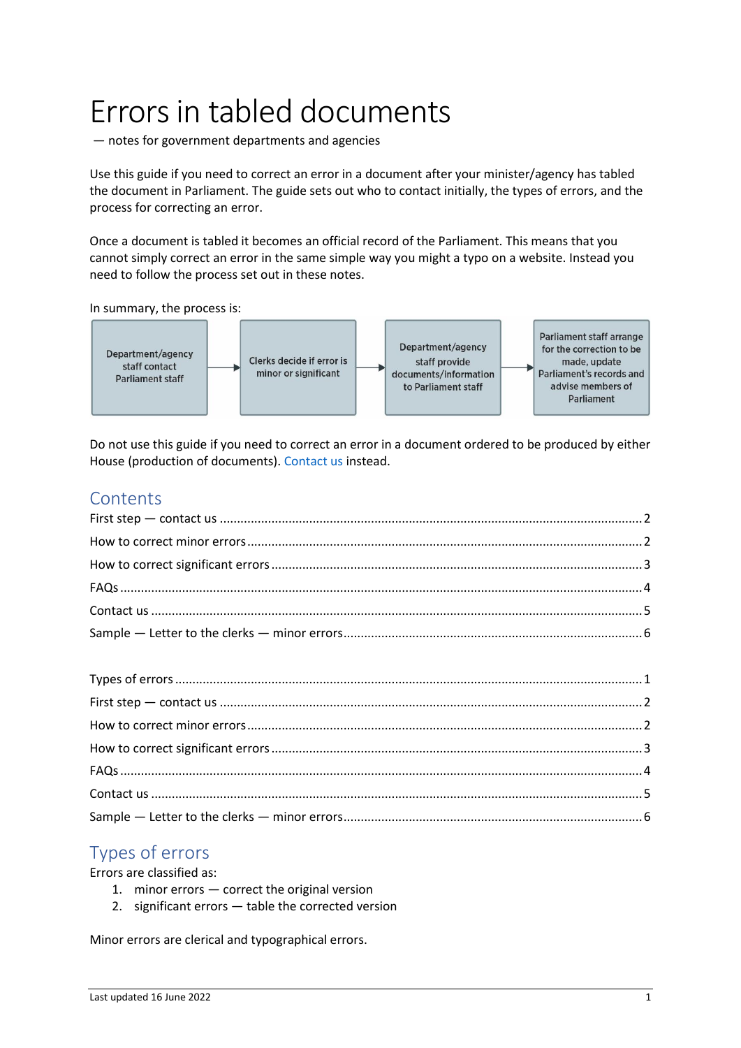# Errors in tabled documents

— notes for government departments and agencies

Use this guide if you need to correct an error in a document after your minister/agency has tabled the document in Parliament. The guide sets out who to contact initially, the types of errors, and the process for correcting an error.

Once a document is tabled it becomes an official record of the Parliament. This means that you cannot simply correct an error in the same simple way you might a typo on a website. Instead you need to follow the process set out in these notes.

In summary, the process is:

Department/agency staff contact Parliament staff → Clerks decide if error is minor or significant → Department/agency staff provide documents/information to Parliament staff → Parliament staff arrange for the correction to be made, update Parliament's records and advise members of Parliament

Do not use this guide if you need to correct an error in a document ordered to be produced by either House (production of documents). Contact us instead.

## Contents

First step — contact us .......... 2

How to correct minor errors .......... 2

How to correct significant errors .......... 3

FAQs .......... 4

Contact us .......... 5

Sample — Letter to the clerks — minor errors .......... 6

Types of errors .......... 1

First step — contact us .......... 2

How to correct minor errors .......... 2

How to correct significant errors .......... 3

FAQs .......... 4

Contact us .......... 5

Sample — Letter to the clerks — minor errors .......... 6

## Types of errors

Errors are classified as:

1. minor errors — correct the original version
2. significant errors — table the corrected version

Minor errors are clerical and typographical errors.

Last updated 16 June 2022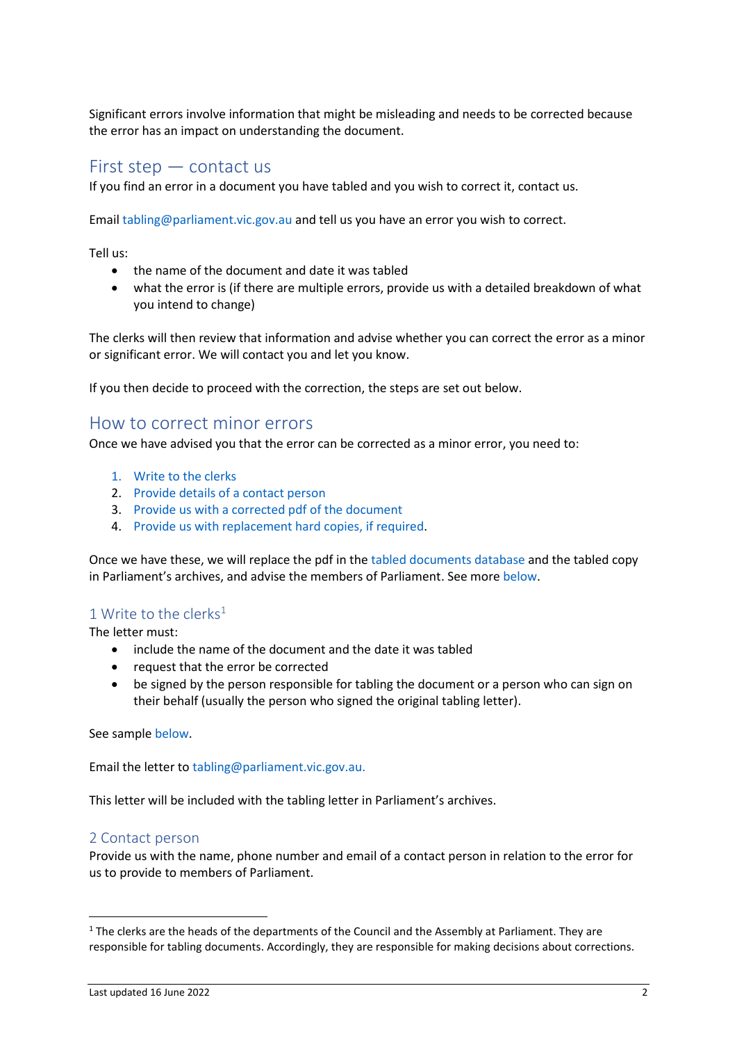Significant errors involve information that might be misleading and needs to be corrected because the error has an impact on understanding the document.

## First step — contact us

If you find an error in a document you have tabled and you wish to correct it, contact us.

Email tabling@parliament.vic.gov.au and tell us you have an error you wish to correct.

Tell us:

- the name of the document and date it was tabled
- what the error is (if there are multiple errors, provide us with a detailed breakdown of what you intend to change)

The clerks will then review that information and advise whether you can correct the error as a minor or significant error. We will contact you and let you know.

If you then decide to proceed with the correction, the steps are set out below.

## How to correct minor errors

Once we have advised you that the error can be corrected as a minor error, you need to:

1. Write to the clerks
2. Provide details of a contact person
3. Provide us with a corrected pdf of the document
4. Provide us with replacement hard copies, if required.

Once we have these, we will replace the pdf in the tabled documents database and the tabled copy in Parliament's archives, and advise the members of Parliament. See more below.

### 1 Write to the clerks[1]

The letter must:

- include the name of the document and the date it was tabled
- request that the error be corrected
- be signed by the person responsible for tabling the document or a person who can sign on their behalf (usually the person who signed the original tabling letter).

See sample below.

Email the letter to tabling@parliament.vic.gov.au.

This letter will be included with the tabling letter in Parliament's archives.

### 2 Contact person

Provide us with the name, phone number and email of a contact person in relation to the error for us to provide to members of Parliament.

---

[1] The clerks are the heads of the departments of the Council and the Assembly at Parliament. They are responsible for tabling documents. Accordingly, they are responsible for making decisions about corrections.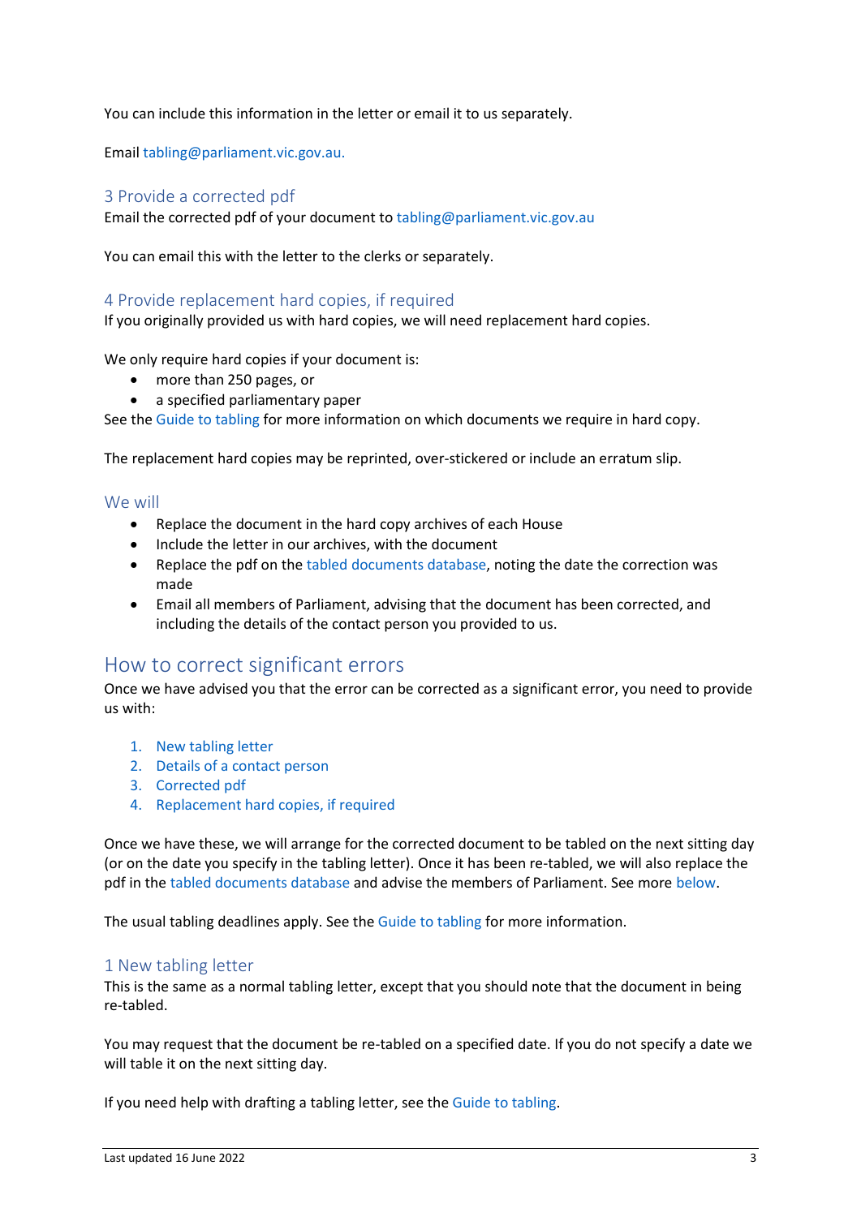You can include this information in the letter or email it to us separately.

Email tabling@parliament.vic.gov.au.

### 3 Provide a corrected pdf

Email the corrected pdf of your document to tabling@parliament.vic.gov.au

You can email this with the letter to the clerks or separately.

### 4 Provide replacement hard copies, if required

If you originally provided us with hard copies, we will need replacement hard copies.

We only require hard copies if your document is:

- more than 250 pages, or
- a specified parliamentary paper

See the Guide to tabling for more information on which documents we require in hard copy.

The replacement hard copies may be reprinted, over-stickered or include an erratum slip.

### We will

- Replace the document in the hard copy archives of each House
- Include the letter in our archives, with the document
- Replace the pdf on the tabled documents database, noting the date the correction was made
- Email all members of Parliament, advising that the document has been corrected, and including the details of the contact person you provided to us.

## How to correct significant errors

Once we have advised you that the error can be corrected as a significant error, you need to provide us with:

1. New tabling letter
2. Details of a contact person
3. Corrected pdf
4. Replacement hard copies, if required

Once we have these, we will arrange for the corrected document to be tabled on the next sitting day (or on the date you specify in the tabling letter). Once it has been re-tabled, we will also replace the pdf in the tabled documents database and advise the members of Parliament. See more below.

The usual tabling deadlines apply. See the Guide to tabling for more information.

### 1 New tabling letter

This is the same as a normal tabling letter, except that you should note that the document in being re-tabled.

You may request that the document be re-tabled on a specified date. If you do not specify a date we will table it on the next sitting day.

If you need help with drafting a tabling letter, see the Guide to tabling.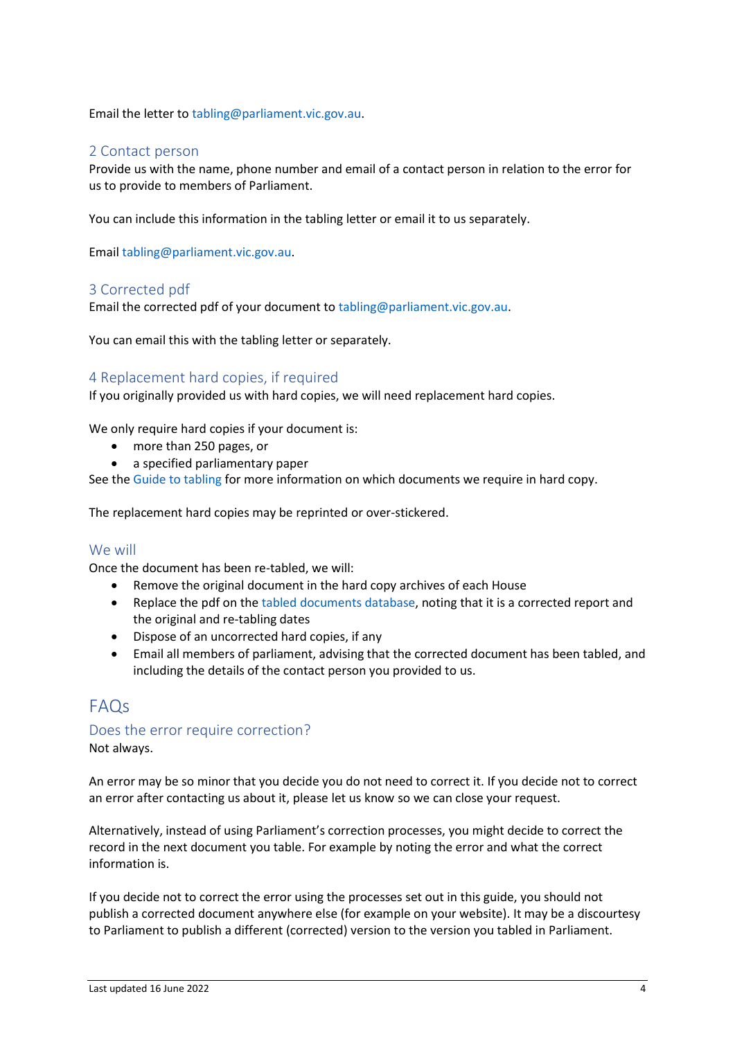Email the letter to tabling@parliament.vic.gov.au.

### 2 Contact person

Provide us with the name, phone number and email of a contact person in relation to the error for us to provide to members of Parliament.

You can include this information in the tabling letter or email it to us separately.

Email tabling@parliament.vic.gov.au.

### 3 Corrected pdf

Email the corrected pdf of your document to tabling@parliament.vic.gov.au.

You can email this with the tabling letter or separately.

### 4 Replacement hard copies, if required

If you originally provided us with hard copies, we will need replacement hard copies.

We only require hard copies if your document is:

- more than 250 pages, or
- a specified parliamentary paper

See the Guide to tabling for more information on which documents we require in hard copy.

The replacement hard copies may be reprinted or over-stickered.

### We will

Once the document has been re-tabled, we will:

- Remove the original document in the hard copy archives of each House
- Replace the pdf on the tabled documents database, noting that it is a corrected report and the original and re-tabling dates
- Dispose of an uncorrected hard copies, if any
- Email all members of parliament, advising that the corrected document has been tabled, and including the details of the contact person you provided to us.

## FAQs

### Does the error require correction?

Not always.

An error may be so minor that you decide you do not need to correct it. If you decide not to correct an error after contacting us about it, please let us know so we can close your request.

Alternatively, instead of using Parliament's correction processes, you might decide to correct the record in the next document you table. For example by noting the error and what the correct information is.

If you decide not to correct the error using the processes set out in this guide, you should not publish a corrected document anywhere else (for example on your website). It may be a discourtesy to Parliament to publish a different (corrected) version to the version you tabled in Parliament.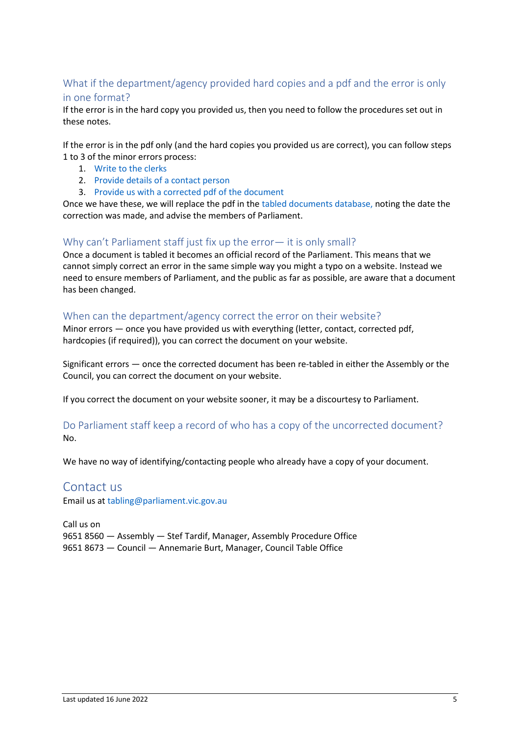### What if the department/agency provided hard copies and a pdf and the error is only in one format?

If the error is in the hard copy you provided us, then you need to follow the procedures set out in these notes.

If the error is in the pdf only (and the hard copies you provided us are correct), you can follow steps 1 to 3 of the minor errors process:

1. Write to the clerks
2. Provide details of a contact person
3. Provide us with a corrected pdf of the document

Once we have these, we will replace the pdf in the tabled documents database, noting the date the correction was made, and advise the members of Parliament.

### Why can't Parliament staff just fix up the error— it is only small?

Once a document is tabled it becomes an official record of the Parliament. This means that we cannot simply correct an error in the same simple way you might a typo on a website. Instead we need to ensure members of Parliament, and the public as far as possible, are aware that a document has been changed.

### When can the department/agency correct the error on their website?

Minor errors — once you have provided us with everything (letter, contact, corrected pdf, hardcopies (if required)), you can correct the document on your website.

Significant errors — once the corrected document has been re-tabled in either the Assembly or the Council, you can correct the document on your website.

If you correct the document on your website sooner, it may be a discourtesy to Parliament.

### Do Parliament staff keep a record of who has a copy of the uncorrected document?

No.

We have no way of identifying/contacting people who already have a copy of your document.

## Contact us

Email us at tabling@parliament.vic.gov.au

Call us on
9651 8560 — Assembly — Stef Tardif, Manager, Assembly Procedure Office
9651 8673 — Council — Annemarie Burt, Manager, Council Table Office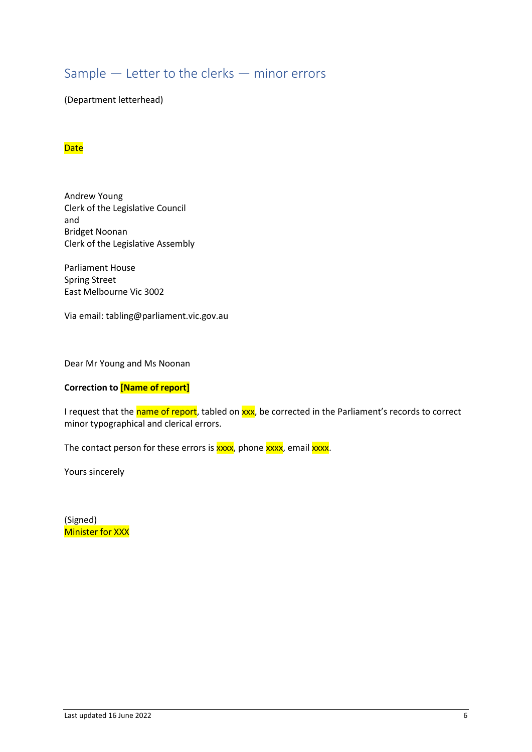## Sample — Letter to the clerks — minor errors

(Department letterhead)

Date

Andrew Young  
Clerk of the Legislative Council  
and  
Bridget Noonan  
Clerk of the Legislative Assembly

Parliament House  
Spring Street  
East Melbourne Vic 3002

Via email: tabling@parliament.vic.gov.au

Dear Mr Young and Ms Noonan

**Correction to [Name of report]**

I request that the name of report, tabled on xxx, be corrected in the Parliament's records to correct minor typographical and clerical errors.

The contact person for these errors is xxxx, phone xxxx, email xxxx.

Yours sincerely

(Signed)  
Minister for XXX

Last updated 16 June 2022